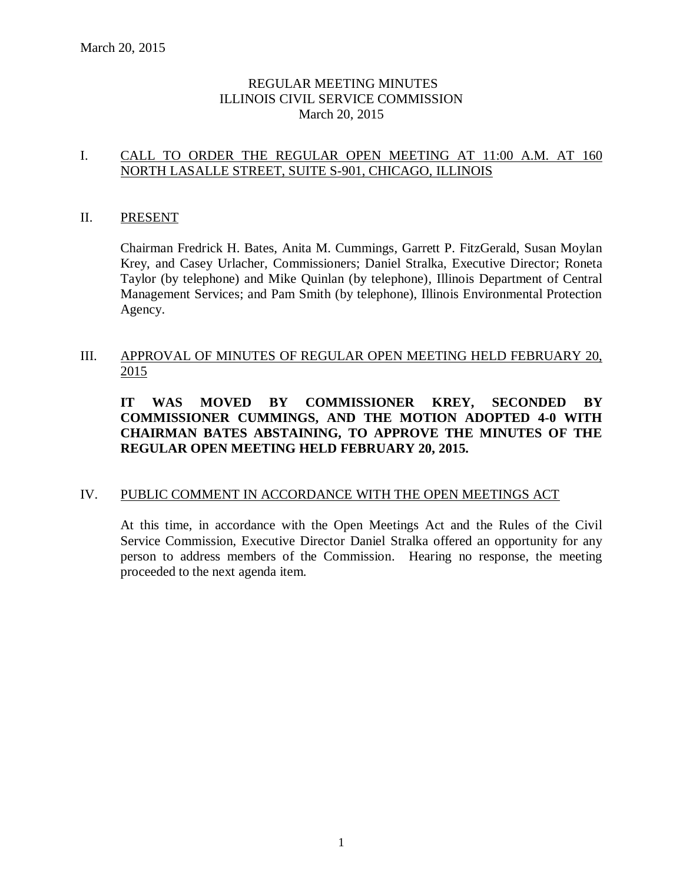# REGULAR MEETING MINUTES
# ILLINOIS CIVIL SERVICE COMMISSION
# March 20, 2015

## I. CALL TO ORDER THE REGULAR OPEN MEETING AT 11:00 A.M. AT 160 NORTH LASALLE STREET, SUITE S-901, CHICAGO, ILLINOIS

## II. PRESENT

Chairman Fredrick H. Bates, Anita M. Cummings, Garrett P. FitzGerald, Susan Moylan Krey, and Casey Urlacher, Commissioners; Daniel Stralka, Executive Director; Roneta Taylor (by telephone) and Mike Quinlan (by telephone), Illinois Department of Central Management Services; and Pam Smith (by telephone), Illinois Environmental Protection Agency.

## III. APPROVAL OF MINUTES OF REGULAR OPEN MEETING HELD FEBRUARY 20, 2015

**IT WAS MOVED BY COMMISSIONER KREY, SECONDED BY COMMISSIONER CUMMINGS, AND THE MOTION ADOPTED 4-0 WITH CHAIRMAN BATES ABSTAINING, TO APPROVE THE MINUTES OF THE REGULAR OPEN MEETING HELD FEBRUARY 20, 2015.**

## IV. PUBLIC COMMENT IN ACCORDANCE WITH THE OPEN MEETINGS ACT

At this time, in accordance with the Open Meetings Act and the Rules of the Civil Service Commission, Executive Director Daniel Stralka offered an opportunity for any person to address members of the Commission. Hearing no response, the meeting proceeded to the next agenda item.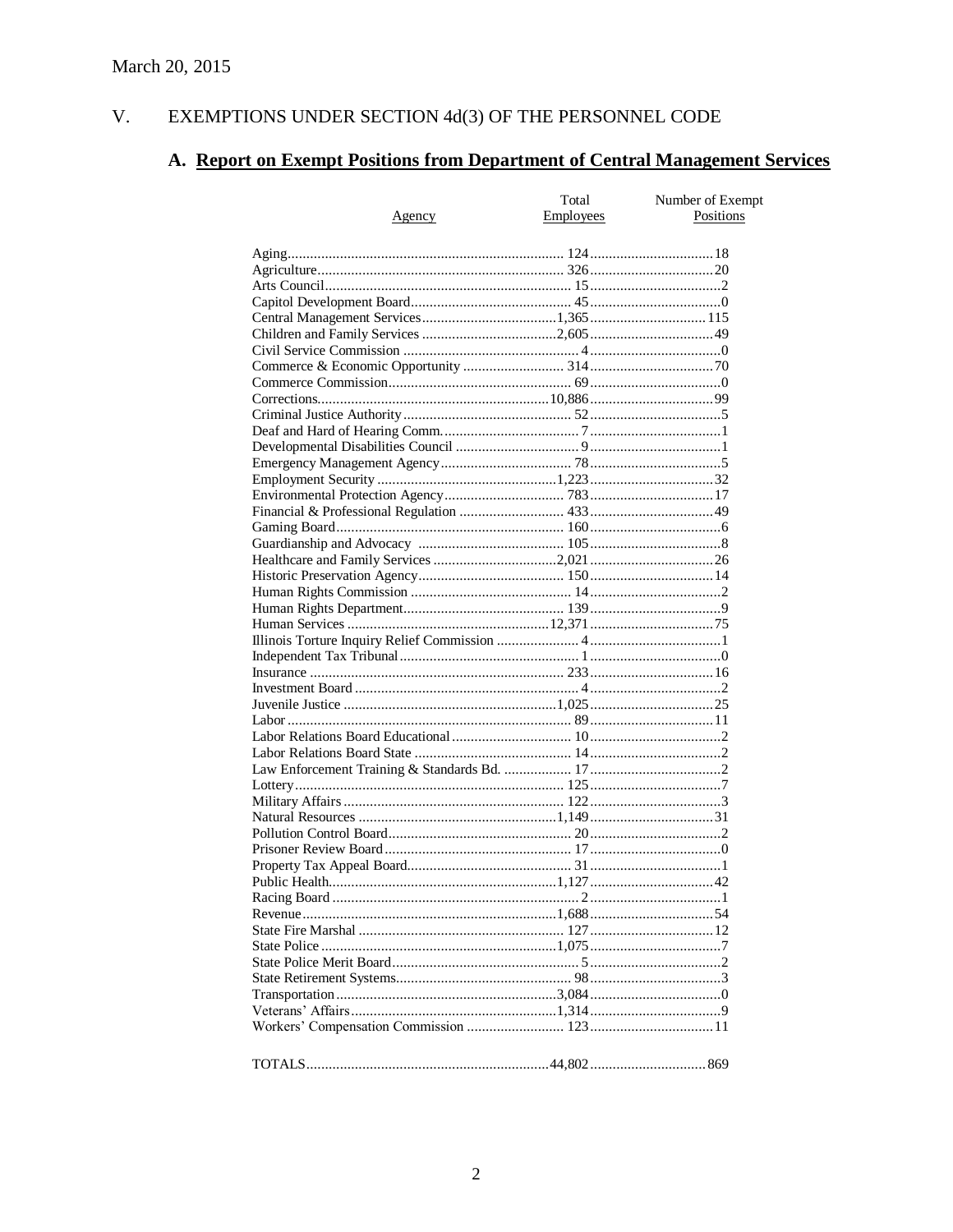March 20, 2015

## V. EXEMPTIONS UNDER SECTION 4d(3) OF THE PERSONNEL CODE

### A. **Report on Exempt Positions from Department of Central Management Services**

| Agency | Total Employees | Number of Exempt Positions |
|---|---|---|
| Aging | 124 | 18 |
| Agriculture | 326 | 20 |
| Arts Council | 15 | 2 |
| Capitol Development Board | 45 | 0 |
| Central Management Services | 1,365 | 115 |
| Children and Family Services | 2,605 | 49 |
| Civil Service Commission | 4 | 0 |
| Commerce & Economic Opportunity | 314 | 70 |
| Commerce Commission | 69 | 0 |
| Corrections | 10,886 | 99 |
| Criminal Justice Authority | 52 | 5 |
| Deaf and Hard of Hearing Comm. | 7 | 1 |
| Developmental Disabilities Council | 9 | 1 |
| Emergency Management Agency | 78 | 5 |
| Employment Security | 1,223 | 32 |
| Environmental Protection Agency | 783 | 17 |
| Financial & Professional Regulation | 433 | 49 |
| Gaming Board | 160 | 6 |
| Guardianship and Advocacy | 105 | 8 |
| Healthcare and Family Services | 2,021 | 26 |
| Historic Preservation Agency | 150 | 14 |
| Human Rights Commission | 14 | 2 |
| Human Rights Department | 139 | 9 |
| Human Services | 12,371 | 75 |
| Illinois Torture Inquiry Relief Commission | 4 | 1 |
| Independent Tax Tribunal | 1 | 0 |
| Insurance | 233 | 16 |
| Investment Board | 4 | 2 |
| Juvenile Justice | 1,025 | 25 |
| Labor | 89 | 11 |
| Labor Relations Board Educational | 10 | 2 |
| Labor Relations Board State | 14 | 2 |
| Law Enforcement Training & Standards Bd. | 17 | 2 |
| Lottery | 125 | 7 |
| Military Affairs | 122 | 3 |
| Natural Resources | 1,149 | 31 |
| Pollution Control Board | 20 | 2 |
| Prisoner Review Board | 17 | 0 |
| Property Tax Appeal Board | 31 | 1 |
| Public Health | 1,127 | 42 |
| Racing Board | 2 | 1 |
| Revenue | 1,688 | 54 |
| State Fire Marshal | 127 | 12 |
| State Police | 1,075 | 7 |
| State Police Merit Board | 5 | 2 |
| State Retirement Systems | 98 | 3 |
| Transportation | 3,084 | 0 |
| Veterans' Affairs | 1,314 | 9 |
| Workers' Compensation Commission | 123 | 11 |
| TOTALS | 44,802 | 869 |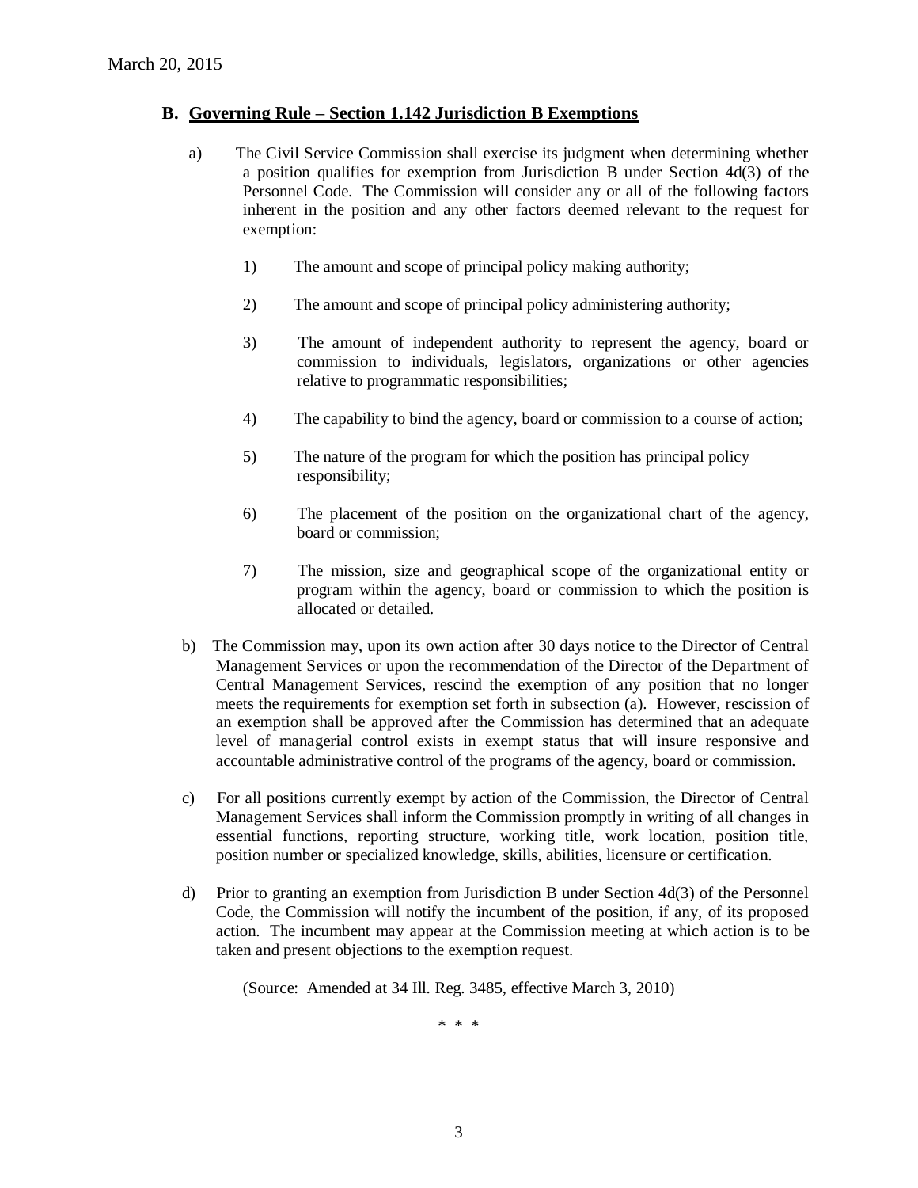March 20, 2015

## B. Governing Rule – Section 1.142 Jurisdiction B Exemptions

a) The Civil Service Commission shall exercise its judgment when determining whether a position qualifies for exemption from Jurisdiction B under Section 4d(3) of the Personnel Code. The Commission will consider any or all of the following factors inherent in the position and any other factors deemed relevant to the request for exemption:

1) The amount and scope of principal policy making authority;

2) The amount and scope of principal policy administering authority;

3) The amount of independent authority to represent the agency, board or commission to individuals, legislators, organizations or other agencies relative to programmatic responsibilities;

4) The capability to bind the agency, board or commission to a course of action;

5) The nature of the program for which the position has principal policy responsibility;

6) The placement of the position on the organizational chart of the agency, board or commission;

7) The mission, size and geographical scope of the organizational entity or program within the agency, board or commission to which the position is allocated or detailed.

b) The Commission may, upon its own action after 30 days notice to the Director of Central Management Services or upon the recommendation of the Director of the Department of Central Management Services, rescind the exemption of any position that no longer meets the requirements for exemption set forth in subsection (a). However, rescission of an exemption shall be approved after the Commission has determined that an adequate level of managerial control exists in exempt status that will insure responsive and accountable administrative control of the programs of the agency, board or commission.

c) For all positions currently exempt by action of the Commission, the Director of Central Management Services shall inform the Commission promptly in writing of all changes in essential functions, reporting structure, working title, work location, position title, position number or specialized knowledge, skills, abilities, licensure or certification.

d) Prior to granting an exemption from Jurisdiction B under Section 4d(3) of the Personnel Code, the Commission will notify the incumbent of the position, if any, of its proposed action. The incumbent may appear at the Commission meeting at which action is to be taken and present objections to the exemption request.

(Source: Amended at 34 Ill. Reg. 3485, effective March 3, 2010)

\* \* \*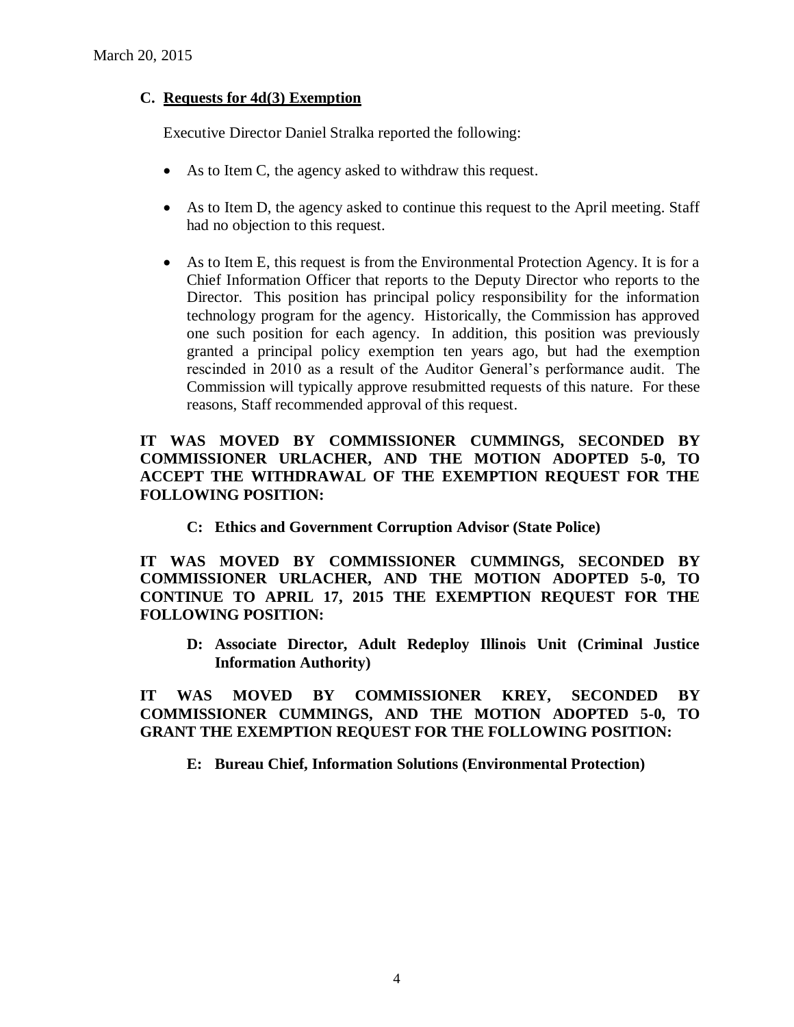March 20, 2015

### C. Requests for 4d(3) Exemption

Executive Director Daniel Stralka reported the following:

- As to Item C, the agency asked to withdraw this request.
- As to Item D, the agency asked to continue this request to the April meeting. Staff had no objection to this request.
- As to Item E, this request is from the Environmental Protection Agency. It is for a Chief Information Officer that reports to the Deputy Director who reports to the Director. This position has principal policy responsibility for the information technology program for the agency. Historically, the Commission has approved one such position for each agency. In addition, this position was previously granted a principal policy exemption ten years ago, but had the exemption rescinded in 2010 as a result of the Auditor General's performance audit. The Commission will typically approve resubmitted requests of this nature. For these reasons, Staff recommended approval of this request.

**IT WAS MOVED BY COMMISSIONER CUMMINGS, SECONDED BY COMMISSIONER URLACHER, AND THE MOTION ADOPTED 5-0, TO ACCEPT THE WITHDRAWAL OF THE EXEMPTION REQUEST FOR THE FOLLOWING POSITION:**

**C: Ethics and Government Corruption Advisor (State Police)**

**IT WAS MOVED BY COMMISSIONER CUMMINGS, SECONDED BY COMMISSIONER URLACHER, AND THE MOTION ADOPTED 5-0, TO CONTINUE TO APRIL 17, 2015 THE EXEMPTION REQUEST FOR THE FOLLOWING POSITION:**

**D: Associate Director, Adult Redeploy Illinois Unit (Criminal Justice Information Authority)**

**IT WAS MOVED BY COMMISSIONER KREY, SECONDED BY COMMISSIONER CUMMINGS, AND THE MOTION ADOPTED 5-0, TO GRANT THE EXEMPTION REQUEST FOR THE FOLLOWING POSITION:**

**E: Bureau Chief, Information Solutions (Environmental Protection)**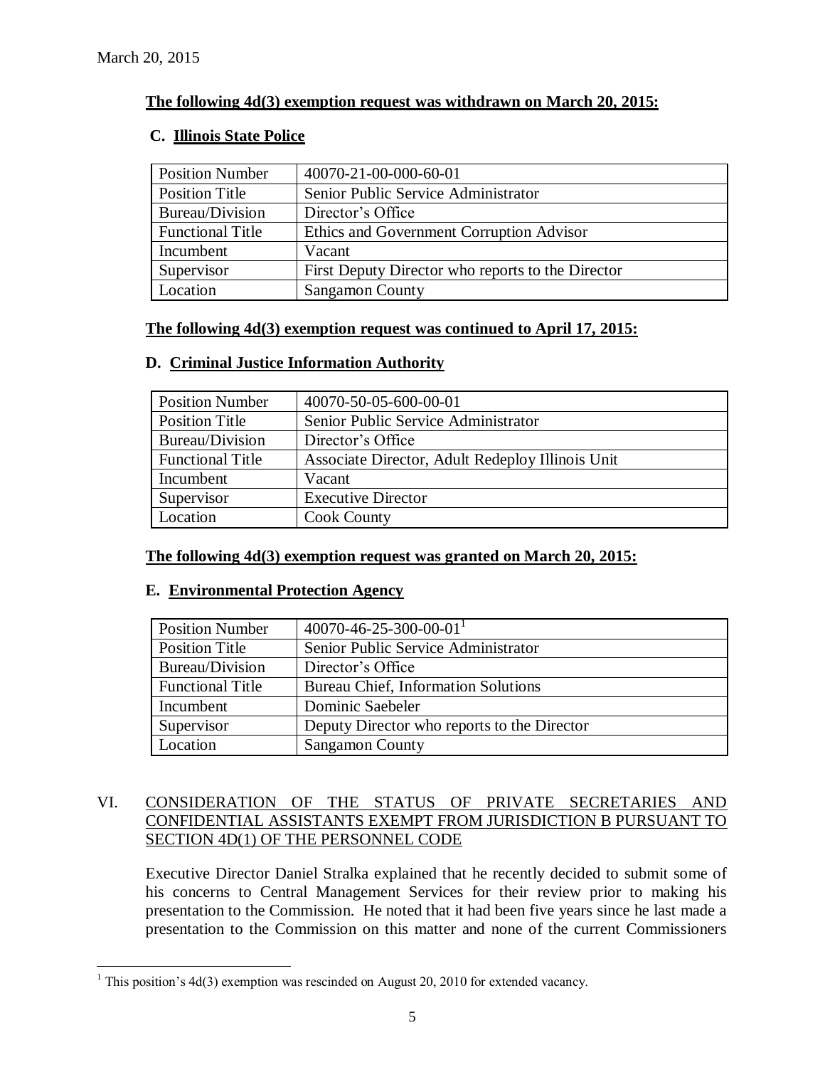March 20, 2015

**The following 4d(3) exemption request was withdrawn on March 20, 2015:**

**C. Illinois State Police**

| Position Number | 40070-21-00-000-60-01 |
|---|---|
| Position Title | Senior Public Service Administrator |
| Bureau/Division | Director's Office |
| Functional Title | Ethics and Government Corruption Advisor |
| Incumbent | Vacant |
| Supervisor | First Deputy Director who reports to the Director |
| Location | Sangamon County |

**The following 4d(3) exemption request was continued to April 17, 2015:**

**D. Criminal Justice Information Authority**

| Position Number | 40070-50-05-600-00-01 |
|---|---|
| Position Title | Senior Public Service Administrator |
| Bureau/Division | Director's Office |
| Functional Title | Associate Director, Adult Redeploy Illinois Unit |
| Incumbent | Vacant |
| Supervisor | Executive Director |
| Location | Cook County |

**The following 4d(3) exemption request was granted on March 20, 2015:**

**E. Environmental Protection Agency**

| Position Number | 40070-46-25-300-00-01[1] |
|---|---|
| Position Title | Senior Public Service Administrator |
| Bureau/Division | Director's Office |
| Functional Title | Bureau Chief, Information Solutions |
| Incumbent | Dominic Saebeler |
| Supervisor | Deputy Director who reports to the Director |
| Location | Sangamon County |

VI. CONSIDERATION OF THE STATUS OF PRIVATE SECRETARIES AND CONFIDENTIAL ASSISTANTS EXEMPT FROM JURISDICTION B PURSUANT TO SECTION 4D(1) OF THE PERSONNEL CODE

Executive Director Daniel Stralka explained that he recently decided to submit some of his concerns to Central Management Services for their review prior to making his presentation to the Commission. He noted that it had been five years since he last made a presentation to the Commission on this matter and none of the current Commissioners

[1] This position's 4d(3) exemption was rescinded on August 20, 2010 for extended vacancy.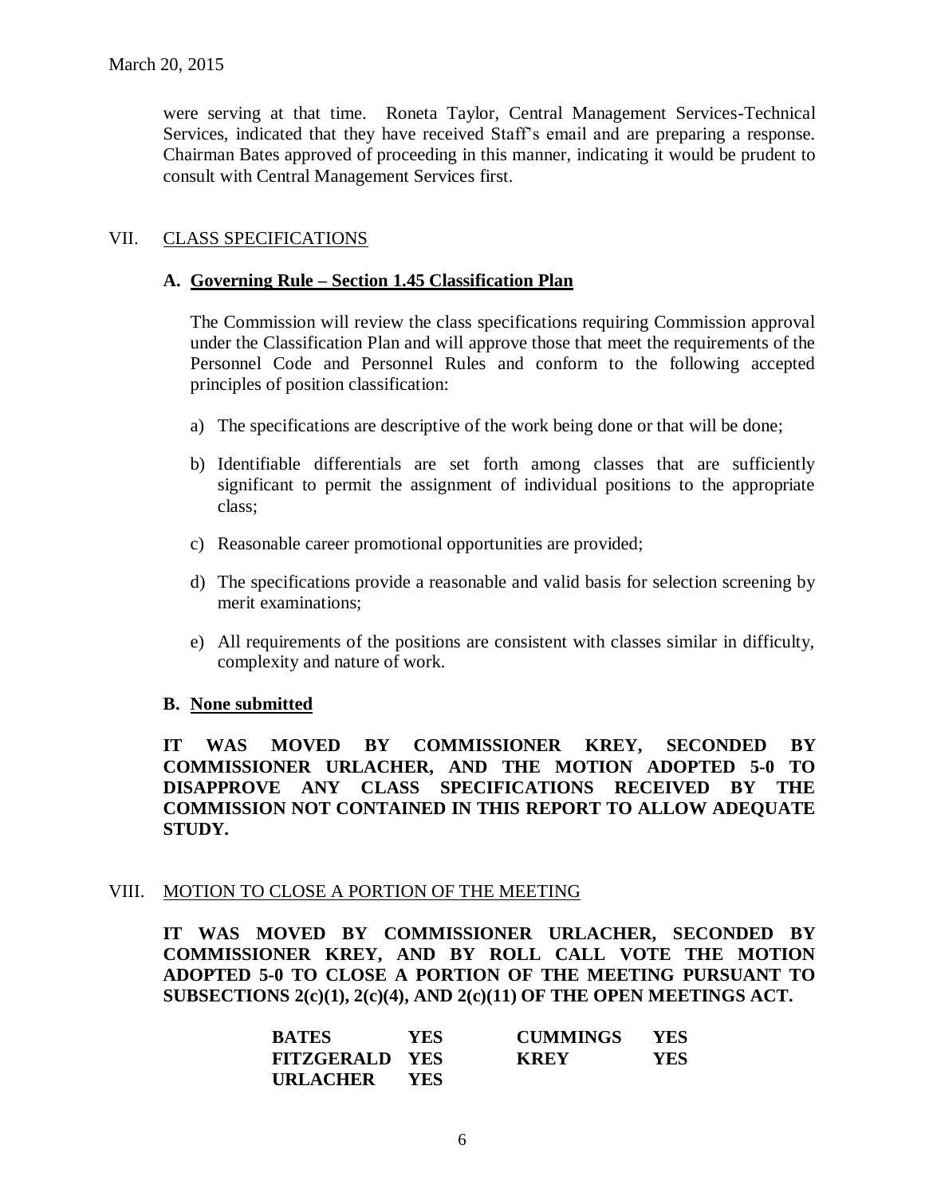were serving at that time. Roneta Taylor, Central Management Services-Technical Services, indicated that they have received Staff's email and are preparing a response. Chairman Bates approved of proceeding in this manner, indicating it would be prudent to consult with Central Management Services first.

## VII. CLASS SPECIFICATIONS

### A. Governing Rule – Section 1.45 Classification Plan

The Commission will review the class specifications requiring Commission approval under the Classification Plan and will approve those that meet the requirements of the Personnel Code and Personnel Rules and conform to the following accepted principles of position classification:

a) The specifications are descriptive of the work being done or that will be done;

b) Identifiable differentials are set forth among classes that are sufficiently significant to permit the assignment of individual positions to the appropriate class;

c) Reasonable career promotional opportunities are provided;

d) The specifications provide a reasonable and valid basis for selection screening by merit examinations;

e) All requirements of the positions are consistent with classes similar in difficulty, complexity and nature of work.

### B. None submitted

**IT WAS MOVED BY COMMISSIONER KREY, SECONDED BY COMMISSIONER URLACHER, AND THE MOTION ADOPTED 5-0 TO DISAPPROVE ANY CLASS SPECIFICATIONS RECEIVED BY THE COMMISSION NOT CONTAINED IN THIS REPORT TO ALLOW ADEQUATE STUDY.**

## VIII. MOTION TO CLOSE A PORTION OF THE MEETING

**IT WAS MOVED BY COMMISSIONER URLACHER, SECONDED BY COMMISSIONER KREY, AND BY ROLL CALL VOTE THE MOTION ADOPTED 5-0 TO CLOSE A PORTION OF THE MEETING PURSUANT TO SUBSECTIONS 2(c)(1), 2(c)(4), AND 2(c)(11) OF THE OPEN MEETINGS ACT.**

| | | | |
|---|---|---|---|
| **BATES** | **YES** | **CUMMINGS** | **YES** |
| **FITZGERALD** | **YES** | **KREY** | **YES** |
| **URLACHER** | **YES** | | |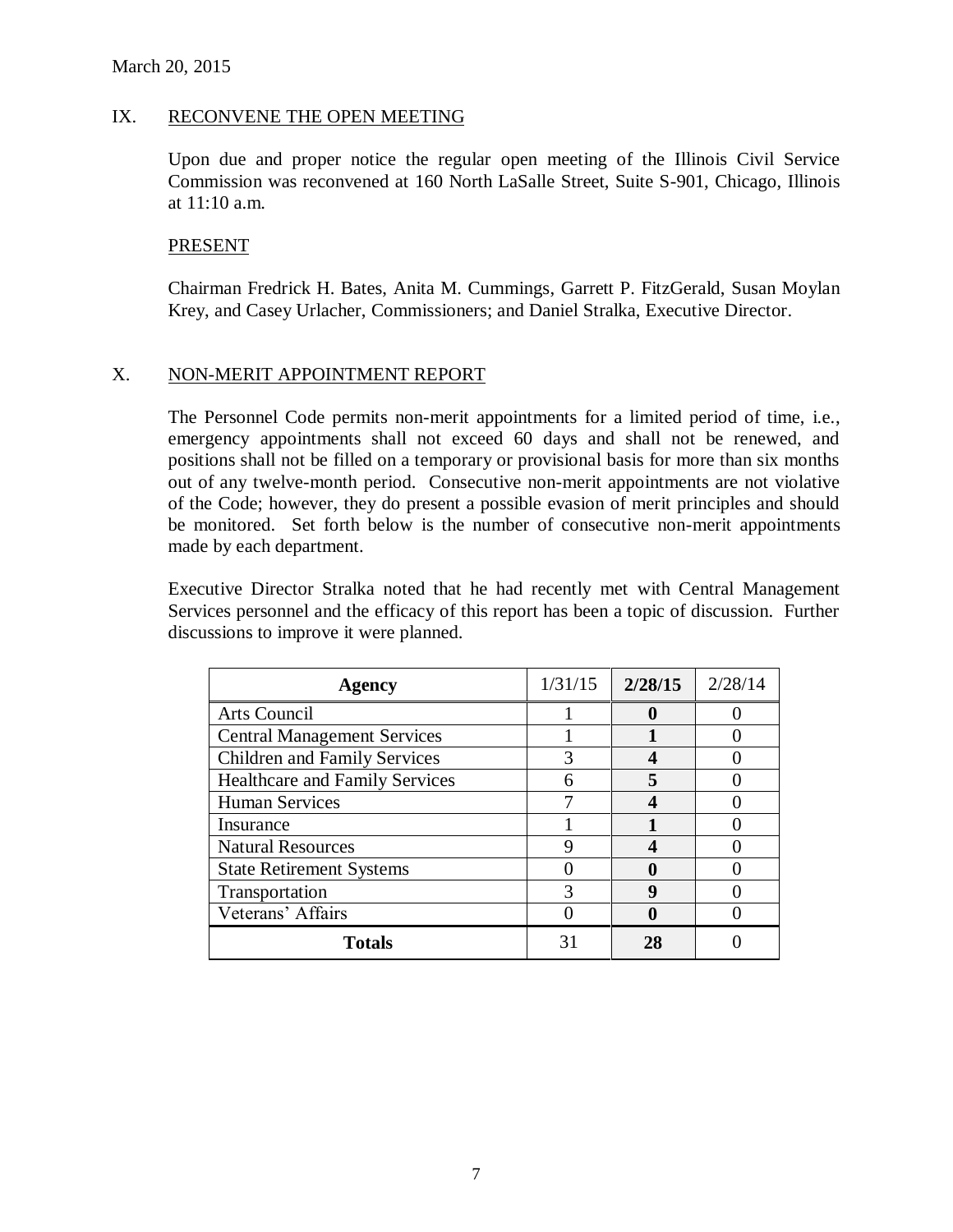March 20, 2015

## IX. RECONVENE THE OPEN MEETING

Upon due and proper notice the regular open meeting of the Illinois Civil Service Commission was reconvened at 160 North LaSalle Street, Suite S-901, Chicago, Illinois at 11:10 a.m.

### PRESENT

Chairman Fredrick H. Bates, Anita M. Cummings, Garrett P. FitzGerald, Susan Moylan Krey, and Casey Urlacher, Commissioners; and Daniel Stralka, Executive Director.

## X. NON-MERIT APPOINTMENT REPORT

The Personnel Code permits non-merit appointments for a limited period of time, i.e., emergency appointments shall not exceed 60 days and shall not be renewed, and positions shall not be filled on a temporary or provisional basis for more than six months out of any twelve-month period. Consecutive non-merit appointments are not violative of the Code; however, they do present a possible evasion of merit principles and should be monitored. Set forth below is the number of consecutive non-merit appointments made by each department.

Executive Director Stralka noted that he had recently met with Central Management Services personnel and the efficacy of this report has been a topic of discussion. Further discussions to improve it were planned.

| **Agency** | 1/31/15 | **2/28/15** | 2/28/14 |
|---|---|---|---|
| Arts Council | 1 | **0** | 0 |
| Central Management Services | 1 | **1** | 0 |
| Children and Family Services | 3 | **4** | 0 |
| Healthcare and Family Services | 6 | **5** | 0 |
| Human Services | 7 | **4** | 0 |
| Insurance | 1 | **1** | 0 |
| Natural Resources | 9 | **4** | 0 |
| State Retirement Systems | 0 | **0** | 0 |
| Transportation | 3 | **9** | 0 |
| Veterans' Affairs | 0 | **0** | 0 |
| **Totals** | 31 | **28** | 0 |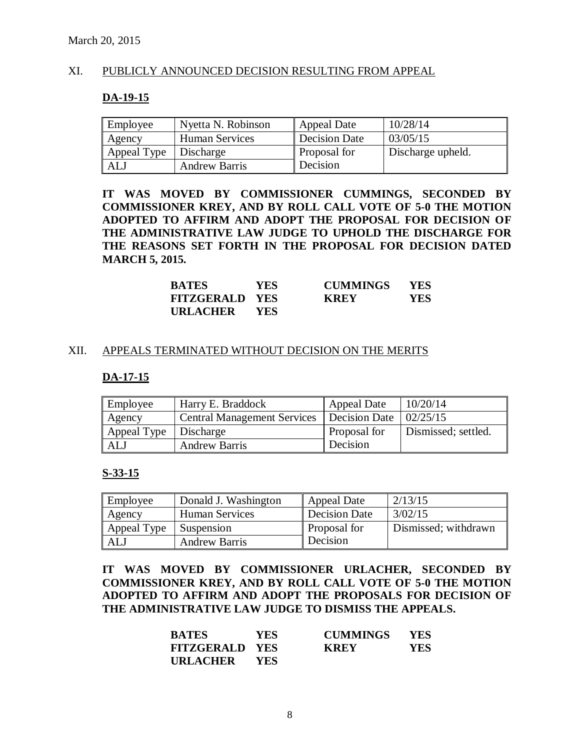March 20, 2015

## XI. PUBLICLY ANNOUNCED DECISION RESULTING FROM APPEAL

### DA-19-15

| Employee | Nyetta N. Robinson | Appeal Date | 10/28/14 |
|---|---|---|---|
| Agency | Human Services | Decision Date | 03/05/15 |
| Appeal Type | Discharge | Proposal for Decision | Discharge upheld. |
| ALJ | Andrew Barris | | |

**IT WAS MOVED BY COMMISSIONER CUMMINGS, SECONDED BY COMMISSIONER KREY, AND BY ROLL CALL VOTE OF 5-0 THE MOTION ADOPTED TO AFFIRM AND ADOPT THE PROPOSAL FOR DECISION OF THE ADMINISTRATIVE LAW JUDGE TO UPHOLD THE DISCHARGE FOR THE REASONS SET FORTH IN THE PROPOSAL FOR DECISION DATED MARCH 5, 2015.**

| | | | |
|---|---|---|---|
| **BATES** | **YES** | **CUMMINGS** | **YES** |
| **FITZGERALD** | **YES** | **KREY** | **YES** |
| **URLACHER** | **YES** | | |

## XII. APPEALS TERMINATED WITHOUT DECISION ON THE MERITS

### DA-17-15

| Employee | Harry E. Braddock | Appeal Date | 10/20/14 |
|---|---|---|---|
| Agency | Central Management Services | Decision Date | 02/25/15 |
| Appeal Type | Discharge | Proposal for Decision | Dismissed; settled. |
| ALJ | Andrew Barris | | |

### S-33-15

| Employee | Donald J. Washington | Appeal Date | 2/13/15 |
|---|---|---|---|
| Agency | Human Services | Decision Date | 3/02/15 |
| Appeal Type | Suspension | Proposal for Decision | Dismissed; withdrawn |
| ALJ | Andrew Barris | | |

**IT WAS MOVED BY COMMISSIONER URLACHER, SECONDED BY COMMISSIONER KREY, AND BY ROLL CALL VOTE OF 5-0 THE MOTION ADOPTED TO AFFIRM AND ADOPT THE PROPOSALS FOR DECISION OF THE ADMINISTRATIVE LAW JUDGE TO DISMISS THE APPEALS.**

| | | | |
|---|---|---|---|
| **BATES** | **YES** | **CUMMINGS** | **YES** |
| **FITZGERALD** | **YES** | **KREY** | **YES** |
| **URLACHER** | **YES** | | |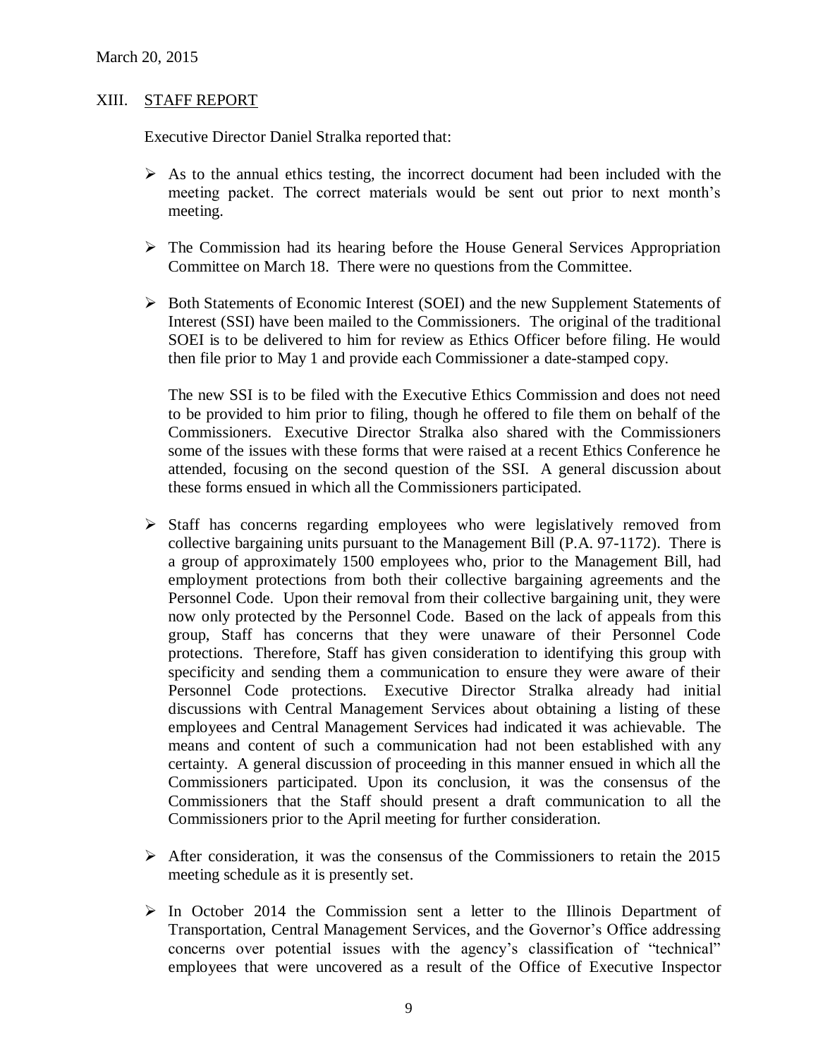March 20, 2015

## XIII. STAFF REPORT

Executive Director Daniel Stralka reported that:

- As to the annual ethics testing, the incorrect document had been included with the meeting packet. The correct materials would be sent out prior to next month's meeting.

- The Commission had its hearing before the House General Services Appropriation Committee on March 18. There were no questions from the Committee.

- Both Statements of Economic Interest (SOEI) and the new Supplement Statements of Interest (SSI) have been mailed to the Commissioners. The original of the traditional SOEI is to be delivered to him for review as Ethics Officer before filing. He would then file prior to May 1 and provide each Commissioner a date-stamped copy.

  The new SSI is to be filed with the Executive Ethics Commission and does not need to be provided to him prior to filing, though he offered to file them on behalf of the Commissioners. Executive Director Stralka also shared with the Commissioners some of the issues with these forms that were raised at a recent Ethics Conference he attended, focusing on the second question of the SSI. A general discussion about these forms ensued in which all the Commissioners participated.

- Staff has concerns regarding employees who were legislatively removed from collective bargaining units pursuant to the Management Bill (P.A. 97-1172). There is a group of approximately 1500 employees who, prior to the Management Bill, had employment protections from both their collective bargaining agreements and the Personnel Code. Upon their removal from their collective bargaining unit, they were now only protected by the Personnel Code. Based on the lack of appeals from this group, Staff has concerns that they were unaware of their Personnel Code protections. Therefore, Staff has given consideration to identifying this group with specificity and sending them a communication to ensure they were aware of their Personnel Code protections. Executive Director Stralka already had initial discussions with Central Management Services about obtaining a listing of these employees and Central Management Services had indicated it was achievable. The means and content of such a communication had not been established with any certainty. A general discussion of proceeding in this manner ensued in which all the Commissioners participated. Upon its conclusion, it was the consensus of the Commissioners that the Staff should present a draft communication to all the Commissioners prior to the April meeting for further consideration.

- After consideration, it was the consensus of the Commissioners to retain the 2015 meeting schedule as it is presently set.

- In October 2014 the Commission sent a letter to the Illinois Department of Transportation, Central Management Services, and the Governor's Office addressing concerns over potential issues with the agency's classification of "technical" employees that were uncovered as a result of the Office of Executive Inspector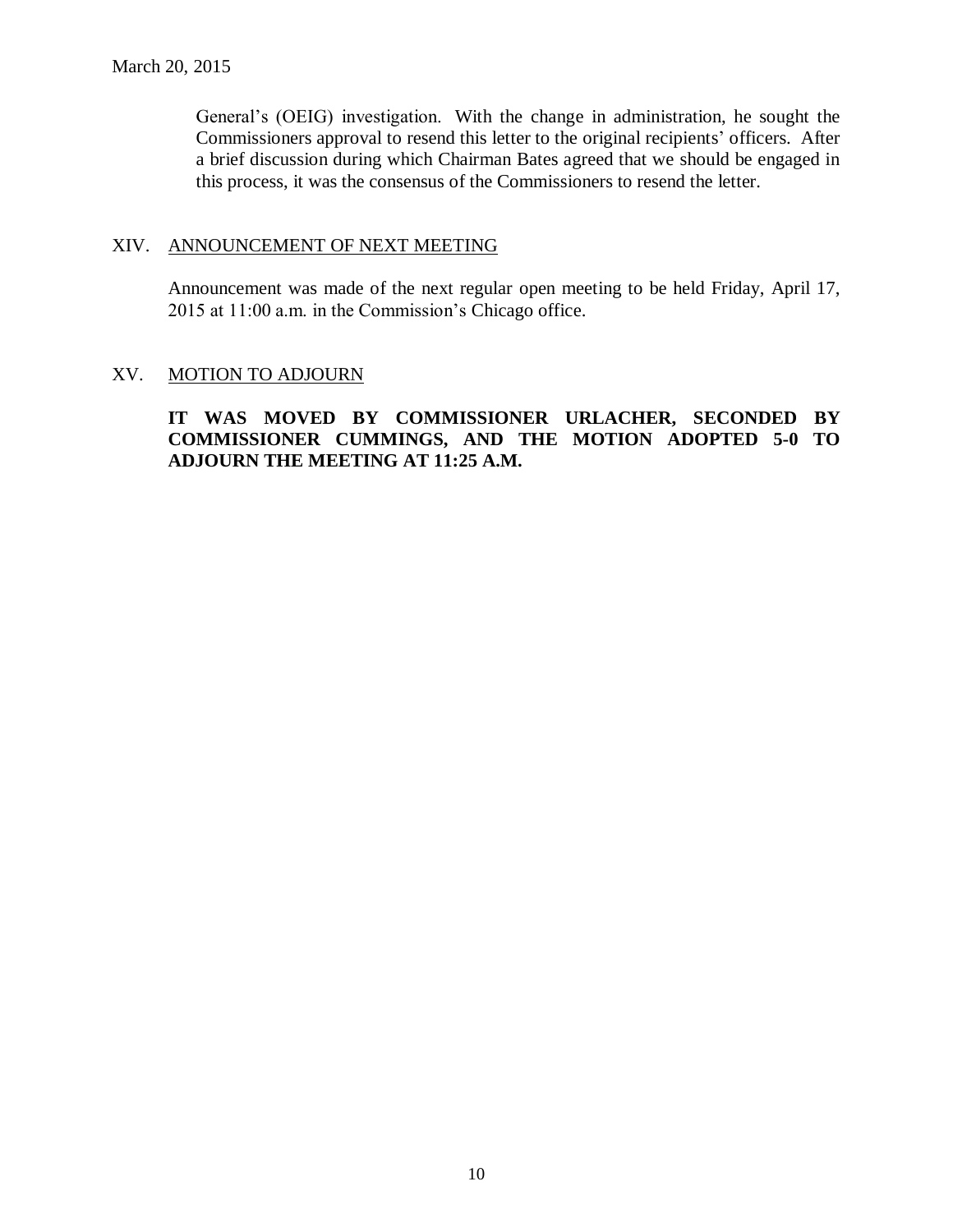General's (OEIG) investigation. With the change in administration, he sought the Commissioners approval to resend this letter to the original recipients' officers. After a brief discussion during which Chairman Bates agreed that we should be engaged in this process, it was the consensus of the Commissioners to resend the letter.

## XIV. ANNOUNCEMENT OF NEXT MEETING

Announcement was made of the next regular open meeting to be held Friday, April 17, 2015 at 11:00 a.m. in the Commission's Chicago office.

## XV. MOTION TO ADJOURN

**IT WAS MOVED BY COMMISSIONER URLACHER, SECONDED BY COMMISSIONER CUMMINGS, AND THE MOTION ADOPTED 5-0 TO ADJOURN THE MEETING AT 11:25 A.M.**